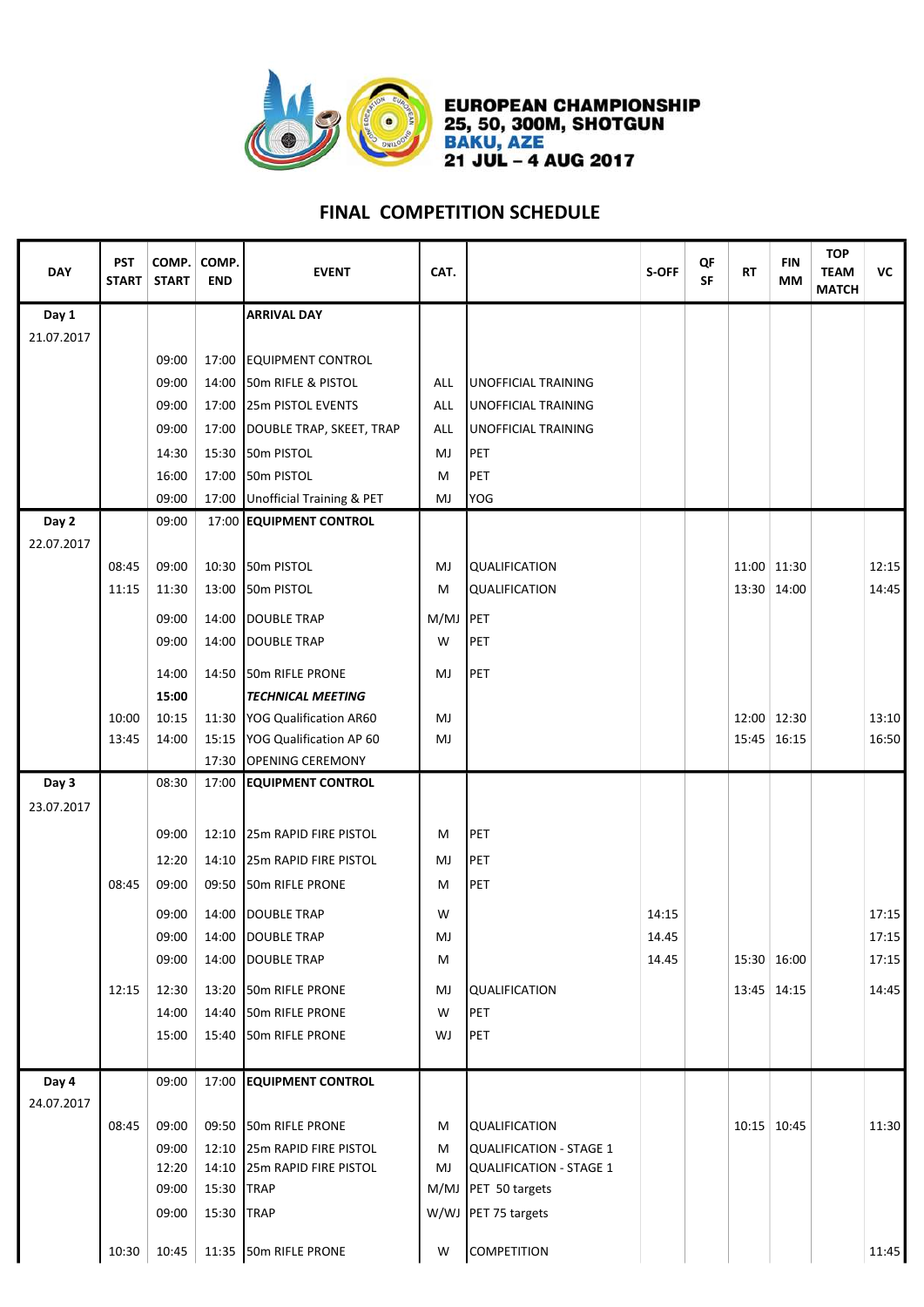**EUROPEAN CHAMPIONSHIP**
**25, 50, 300M, SHOTGUN**
**BAKU, AZE**
**21 JUL – 4 AUG 2017**

## FINAL COMPETITION SCHEDULE

| DAY | PST START | COMP. START | COMP. END | EVENT | CAT. | | S-OFF | QF SF | RT | FIN MM | TOP TEAM MATCH | VC |
|---|---|---|---|---|---|---|---|---|---|---|---|---|
| **Day 1** | | | | **ARRIVAL DAY** | | | | | | | | |
| 21.07.2017 | | | | | | | | | | | | |
| | | 09:00 | 17:00 | EQUIPMENT CONTROL | | | | | | | | |
| | | 09:00 | 14:00 | 50m RIFLE & PISTOL | ALL | UNOFFICIAL TRAINING | | | | | | |
| | | 09:00 | 17:00 | 25m PISTOL EVENTS | ALL | UNOFFICIAL TRAINING | | | | | | |
| | | 09:00 | 17:00 | DOUBLE TRAP, SKEET, TRAP | ALL | UNOFFICIAL TRAINING | | | | | | |
| | | 14:30 | 15:30 | 50m PISTOL | MJ | PET | | | | | | |
| | | 16:00 | 17:00 | 50m PISTOL | M | PET | | | | | | |
| | | 09:00 | 17:00 | Unofficial Training & PET | MJ | YOG | | | | | | |
| **Day 2** | | 09:00 | 17:00 | **EQUIPMENT CONTROL** | | | | | | | | |
| 22.07.2017 | | | | | | | | | | | | |
| | 08:45 | 09:00 | 10:30 | 50m PISTOL | MJ | QUALIFICATION | | | 11:00 | 11:30 | | 12:15 |
| | 11:15 | 11:30 | 13:00 | 50m PISTOL | M | QUALIFICATION | | | 13:30 | 14:00 | | 14:45 |
| | | 09:00 | 14:00 | DOUBLE TRAP | M/MJ | PET | | | | | | |
| | | 09:00 | 14:00 | DOUBLE TRAP | W | PET | | | | | | |
| | | 14:00 | 14:50 | 50m RIFLE PRONE | MJ | PET | | | | | | |
| | | **15:00** | | ***TECHNICAL MEETING*** | | | | | | | | |
| | 10:00 | 10:15 | 11:30 | YOG Qualification AR60 | MJ | | | | 12:00 | 12:30 | | 13:10 |
| | 13:45 | 14:00 | 15:15 | YOG Qualification AP 60 | MJ | | | | 15:45 | 16:15 | | 16:50 |
| | | | 17:30 | OPENING CEREMONY | | | | | | | | |
| **Day 3** | | 08:30 | 17:00 | **EQUIPMENT CONTROL** | | | | | | | | |
| 23.07.2017 | | | | | | | | | | | | |
| | | 09:00 | 12:10 | 25m RAPID FIRE PISTOL | M | PET | | | | | | |
| | | 12:20 | 14:10 | 25m RAPID FIRE PISTOL | MJ | PET | | | | | | |
| | 08:45 | 09:00 | 09:50 | 50m RIFLE PRONE | M | PET | | | | | | |
| | | 09:00 | 14:00 | DOUBLE TRAP | W | | 14:15 | | | | | 17:15 |
| | | 09:00 | 14:00 | DOUBLE TRAP | MJ | | 14.45 | | | | | 17:15 |
| | | 09:00 | 14:00 | DOUBLE TRAP | M | | 14.45 | | 15:30 | 16:00 | | 17:15 |
| | 12:15 | 12:30 | 13:20 | 50m RIFLE PRONE | MJ | QUALIFICATION | | | 13:45 | 14:15 | | 14:45 |
| | | 14:00 | 14:40 | 50m RIFLE PRONE | W | PET | | | | | | |
| | | 15:00 | 15:40 | 50m RIFLE PRONE | WJ | PET | | | | | | |
| **Day 4** | | 09:00 | 17:00 | **EQUIPMENT CONTROL** | | | | | | | | |
| 24.07.2017 | | | | | | | | | | | | |
| | 08:45 | 09:00 | 09:50 | 50m RIFLE PRONE | M | QUALIFICATION | | | 10:15 | 10:45 | | 11:30 |
| | | 09:00 | 12:10 | 25m RAPID FIRE PISTOL | M | QUALIFICATION - STAGE 1 | | | | | | |
| | | 12:20 | 14:10 | 25m RAPID FIRE PISTOL | MJ | QUALIFICATION - STAGE 1 | | | | | | |
| | | 09:00 | 15:30 | TRAP | M/MJ | PET 50 targets | | | | | | |
| | | 09:00 | 15:30 | TRAP | W/WJ | PET 75 targets | | | | | | |
| | 10:30 | 10:45 | 11:35 | 50m RIFLE PRONE | W | COMPETITION | | | | | | 11:45 |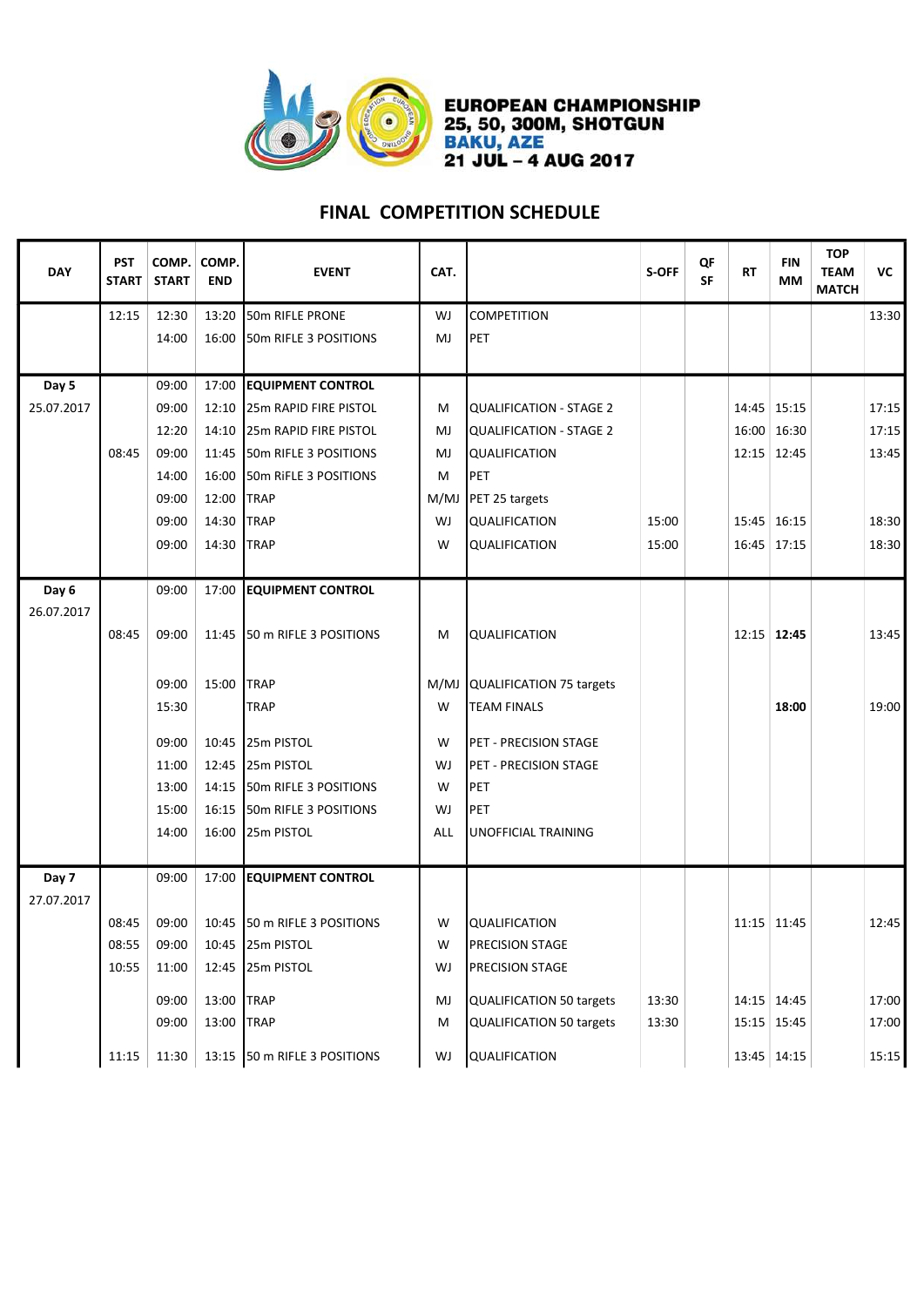**EUROPEAN CHAMPIONSHIP**
**25, 50, 300M, SHOTGUN**
**BAKU, AZE**
**21 JUL – 4 AUG 2017**

## FINAL COMPETITION SCHEDULE

| DAY | PST START | COMP. START | COMP. END | EVENT | CAT. | | S-OFF | QF SF | RT | FIN MM | TOP TEAM MATCH | VC |
|---|---|---|---|---|---|---|---|---|---|---|---|---|
| | 12:15 | 12:30 | 13:20 | 50m RIFLE PRONE | WJ | COMPETITION | | | | | | 13:30 |
| | | 14:00 | 16:00 | 50m RIFLE 3 POSITIONS | MJ | PET | | | | | | |
| **Day 5** | | 09:00 | 17:00 | **EQUIPMENT CONTROL** | | | | | | | | |
| 25.07.2017 | | 09:00 | 12:10 | 25m RAPID FIRE PISTOL | M | QUALIFICATION - STAGE 2 | | | 14:45 | 15:15 | | 17:15 |
| | | 12:20 | 14:10 | 25m RAPID FIRE PISTOL | MJ | QUALIFICATION - STAGE 2 | | | 16:00 | 16:30 | | 17:15 |
| | 08:45 | 09:00 | 11:45 | 50m RIFLE 3 POSITIONS | MJ | QUALIFICATION | | | 12:15 | 12:45 | | 13:45 |
| | | 14:00 | 16:00 | 50m RiFLE 3 POSITIONS | M | PET | | | | | | |
| | | 09:00 | 12:00 | TRAP | M/MJ | PET 25 targets | | | | | | |
| | | 09:00 | 14:30 | TRAP | WJ | QUALIFICATION | 15:00 | | 15:45 | 16:15 | | 18:30 |
| | | 09:00 | 14:30 | TRAP | W | QUALIFICATION | 15:00 | | 16:45 | 17:15 | | 18:30 |
| **Day 6** | | 09:00 | 17:00 | **EQUIPMENT CONTROL** | | | | | | | | |
| 26.07.2017 | | | | | | | | | | | | |
| | 08:45 | 09:00 | 11:45 | 50 m RIFLE 3 POSITIONS | M | QUALIFICATION | | | 12:15 | **12:45** | | 13:45 |
| | | 09:00 | 15:00 | TRAP | M/MJ | QUALIFICATION 75 targets | | | | | | |
| | | 15:30 | | TRAP | W | TEAM FINALS | | | | **18:00** | | 19:00 |
| | | 09:00 | 10:45 | 25m PISTOL | W | PET - PRECISION STAGE | | | | | | |
| | | 11:00 | 12:45 | 25m PISTOL | WJ | PET - PRECISION STAGE | | | | | | |
| | | 13:00 | 14:15 | 50m RIFLE 3 POSITIONS | W | PET | | | | | | |
| | | 15:00 | 16:15 | 50m RIFLE 3 POSITIONS | WJ | PET | | | | | | |
| | | 14:00 | 16:00 | 25m PISTOL | ALL | UNOFFICIAL TRAINING | | | | | | |
| **Day 7** | | 09:00 | 17:00 | **EQUIPMENT CONTROL** | | | | | | | | |
| 27.07.2017 | | | | | | | | | | | | |
| | 08:45 | 09:00 | 10:45 | 50 m RIFLE 3 POSITIONS | W | QUALIFICATION | | | 11:15 | 11:45 | | 12:45 |
| | 08:55 | 09:00 | 10:45 | 25m PISTOL | W | PRECISION STAGE | | | | | | |
| | 10:55 | 11:00 | 12:45 | 25m PISTOL | WJ | PRECISION STAGE | | | | | | |
| | | 09:00 | 13:00 | TRAP | MJ | QUALIFICATION 50 targets | 13:30 | | 14:15 | 14:45 | | 17:00 |
| | | 09:00 | 13:00 | TRAP | M | QUALIFICATION 50 targets | 13:30 | | 15:15 | 15:45 | | 17:00 |
| | 11:15 | 11:30 | 13:15 | 50 m RIFLE 3 POSITIONS | WJ | QUALIFICATION | | | 13:45 | 14:15 | | 15:15 |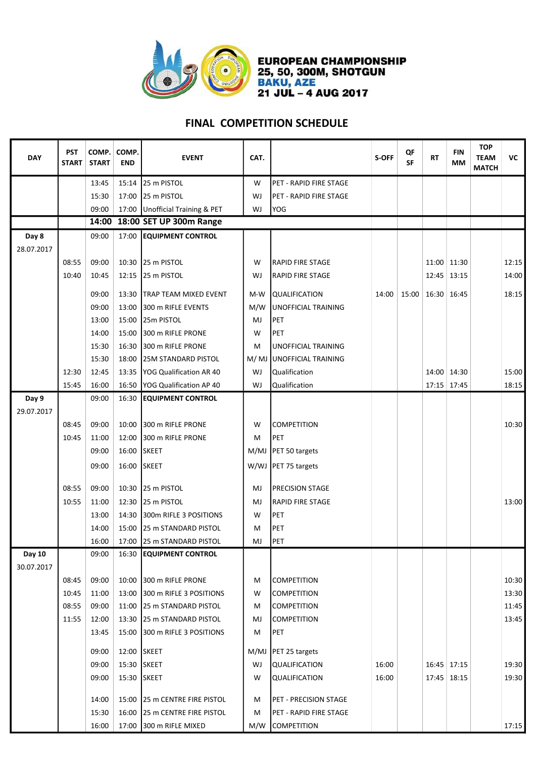**EUROPEAN CHAMPIONSHIP**
**25, 50, 300M, SHOTGUN**
**BAKU, AZE**
**21 JUL – 4 AUG 2017**

## FINAL COMPETITION SCHEDULE

| DAY | PST START | COMP. START | COMP. END | EVENT | CAT. | | S-OFF | QF SF | RT | FIN MM | TOP TEAM MATCH | VC |
|---|---|---|---|---|---|---|---|---|---|---|---|---|
| | | 13:45 | 15:14 | 25 m PISTOL | W | PET - RAPID FIRE STAGE | | | | | | |
| | | 15:30 | 17:00 | 25 m PISTOL | WJ | PET - RAPID FIRE STAGE | | | | | | |
| | | 09:00 | 17:00 | Unofficial Training & PET | WJ | YOG | | | | | | |
| | | **14:00** | **18:00** | **SET UP 300m Range** | | | | | | | | |
| **Day 8** | | 09:00 | 17:00 | **EQUIPMENT CONTROL** | | | | | | | | |
| 28.07.2017 | | | | | | | | | | | | |
| | 08:55 | 09:00 | 10:30 | 25 m PISTOL | W | RAPID FIRE STAGE | | | 11:00 | 11:30 | | 12:15 |
| | 10:40 | 10:45 | 12:15 | 25 m PISTOL | WJ | RAPID FIRE STAGE | | | 12:45 | 13:15 | | 14:00 |
| | | 09:00 | 13:30 | TRAP TEAM MIXED EVENT | M-W | QUALIFICATION | 14:00 | 15:00 | 16:30 | 16:45 | | 18:15 |
| | | 09:00 | 13:00 | 300 m RIFLE EVENTS | M/W | UNOFFICIAL TRAINING | | | | | | |
| | | 13:00 | 15:00 | 25m PISTOL | MJ | PET | | | | | | |
| | | 14:00 | 15:00 | 300 m RIFLE PRONE | W | PET | | | | | | |
| | | 15:30 | 16:30 | 300 m RIFLE PRONE | M | UNOFFICIAL TRAINING | | | | | | |
| | | 15:30 | 18:00 | 25M STANDARD PISTOL | M/ MJ | UNOFFICIAL TRAINING | | | | | | |
| | 12:30 | 12:45 | 13:35 | YOG Qualification AR 40 | WJ | Qualification | | | 14:00 | 14:30 | | 15:00 |
| | 15:45 | 16:00 | 16:50 | YOG Qualification AP 40 | WJ | Qualification | | | 17:15 | 17:45 | | 18:15 |
| **Day 9** | | 09:00 | 16:30 | **EQUIPMENT CONTROL** | | | | | | | | |
| 29.07.2017 | | | | | | | | | | | | |
| | 08:45 | 09:00 | 10:00 | 300 m RIFLE PRONE | W | COMPETITION | | | | | | 10:30 |
| | 10:45 | 11:00 | 12:00 | 300 m RIFLE PRONE | M | PET | | | | | | |
| | | 09:00 | 16:00 | SKEET | M/MJ | PET 50 targets | | | | | | |
| | | 09:00 | 16:00 | SKEET | W/WJ | PET 75 targets | | | | | | |
| | 08:55 | 09:00 | 10:30 | 25 m PISTOL | MJ | PRECISION STAGE | | | | | | |
| | 10:55 | 11:00 | 12:30 | 25 m PISTOL | MJ | RAPID FIRE STAGE | | | | | | 13:00 |
| | | 13:00 | 14:30 | 300m RIFLE 3 POSITIONS | W | PET | | | | | | |
| | | 14:00 | 15:00 | 25 m STANDARD PISTOL | M | PET | | | | | | |
| | | 16:00 | 17:00 | 25 m STANDARD PISTOL | MJ | PET | | | | | | |
| **Day 10** | | 09:00 | 16:30 | **EQUIPMENT CONTROL** | | | | | | | | |
| 30.07.2017 | | | | | | | | | | | | |
| | 08:45 | 09:00 | 10:00 | 300 m RIFLE PRONE | M | COMPETITION | | | | | | 10:30 |
| | 10:45 | 11:00 | 13:00 | 300 m RIFLE 3 POSITIONS | W | COMPETITION | | | | | | 13:30 |
| | 08:55 | 09:00 | 11:00 | 25 m STANDARD PISTOL | M | COMPETITION | | | | | | 11:45 |
| | 11:55 | 12:00 | 13:30 | 25 m STANDARD PISTOL | MJ | COMPETITION | | | | | | 13:45 |
| | | 13:45 | 15:00 | 300 m RIFLE 3 POSITIONS | M | PET | | | | | | |
| | | 09:00 | 12:00 | SKEET | M/MJ | PET 25 targets | | | | | | |
| | | 09:00 | 15:30 | SKEET | WJ | QUALIFICATION | 16:00 | | 16:45 | 17:15 | | 19:30 |
| | | 09:00 | 15:30 | SKEET | W | QUALIFICATION | 16:00 | | 17:45 | 18:15 | | 19:30 |
| | | 14:00 | 15:00 | 25 m CENTRE FIRE PISTOL | M | PET - PRECISION STAGE | | | | | | |
| | | 15:30 | 16:00 | 25 m CENTRE FIRE PISTOL | M | PET - RAPID FIRE STAGE | | | | | | |
| | | 16:00 | 17:00 | 300 m RIFLE MIXED | M/W | COMPETITION | | | | | | 17:15 |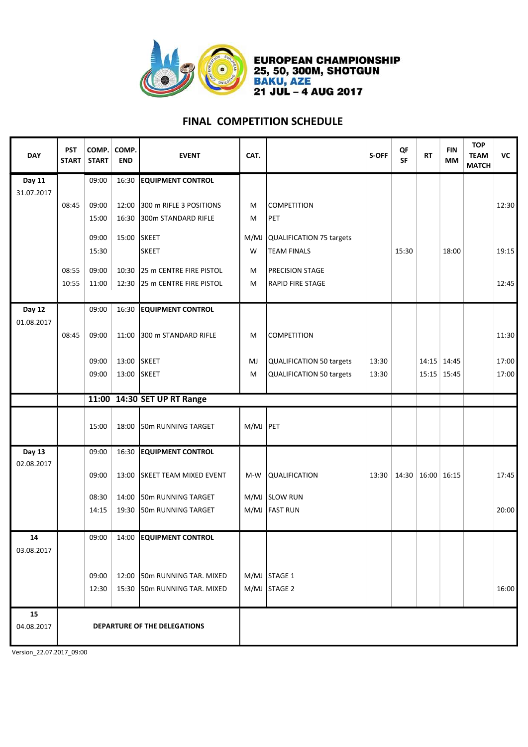**EUROPEAN CHAMPIONSHIP**
**25, 50, 300M, SHOTGUN**
**BAKU, AZE**
**21 JUL – 4 AUG 2017**

## FINAL COMPETITION SCHEDULE

| DAY | PST START | COMP. START | COMP. END | EVENT | CAT. | | S-OFF | QF SF | RT | FIN MM | TOP TEAM MATCH | VC |
|---|---|---|---|---|---|---|---|---|---|---|---|---|
| **Day 11** 31.07.2017 | | 09:00 | 16:30 | **EQUIPMENT CONTROL** | | | | | | | | |
| | 08:45 | 09:00 | 12:00 | 300 m RIFLE 3 POSITIONS | M | COMPETITION | | | | | | 12:30 |
| | | 15:00 | 16:30 | 300m STANDARD RIFLE | M | PET | | | | | | |
| | | 09:00 | 15:00 | SKEET | M/MJ | QUALIFICATION 75 targets | | | | | | |
| | | 15:30 | | SKEET | W | TEAM FINALS | | 15:30 | | 18:00 | | 19:15 |
| | 08:55 | 09:00 | 10:30 | 25 m CENTRE FIRE PISTOL | M | PRECISION STAGE | | | | | | |
| | 10:55 | 11:00 | 12:30 | 25 m CENTRE FIRE PISTOL | M | RAPID FIRE STAGE | | | | | | 12:45 |
| **Day 12** 01.08.2017 | | 09:00 | 16:30 | **EQUIPMENT CONTROL** | | | | | | | | |
| | 08:45 | 09:00 | 11:00 | 300 m STANDARD RIFLE | M | COMPETITION | | | | | | 11:30 |
| | | 09:00 | 13:00 | SKEET | MJ | QUALIFICATION 50 targets | 13:30 | | 14:15 | 14:45 | | 17:00 |
| | | 09:00 | 13:00 | SKEET | M | QUALIFICATION 50 targets | 13:30 | | 15:15 | 15:45 | | 17:00 |
| | | **11:00** | **14:30** | **SET UP RT Range** | | | | | | | | |
| | | 15:00 | 18:00 | 50m RUNNING TARGET | M/MJ | PET | | | | | | |
| **Day 13** 02.08.2017 | | 09:00 | 16:30 | **EQUIPMENT CONTROL** | | | | | | | | |
| | | 09:00 | 13:00 | SKEET TEAM MIXED EVENT | M-W | QUALIFICATION | 13:30 | 14:30 | 16:00 | 16:15 | | 17:45 |
| | | 08:30 | 14:00 | 50m RUNNING TARGET | M/MJ | SLOW RUN | | | | | | |
| | | 14:15 | 19:30 | 50m RUNNING TARGET | M/MJ | FAST RUN | | | | | | 20:00 |
| **14** 03.08.2017 | | 09:00 | 14:00 | **EQUIPMENT CONTROL** | | | | | | | | |
| | | 09:00 | 12:00 | 50m RUNNING TAR. MIXED | M/MJ | STAGE 1 | | | | | | |
| | | 12:30 | 15:30 | 50m RUNNING TAR. MIXED | M/MJ | STAGE 2 | | | | | | 16:00 |
| **15** 04.08.2017 | **DEPARTURE OF THE DELEGATIONS** | | | | | | | | | | | |

Version_22.07.2017_09:00